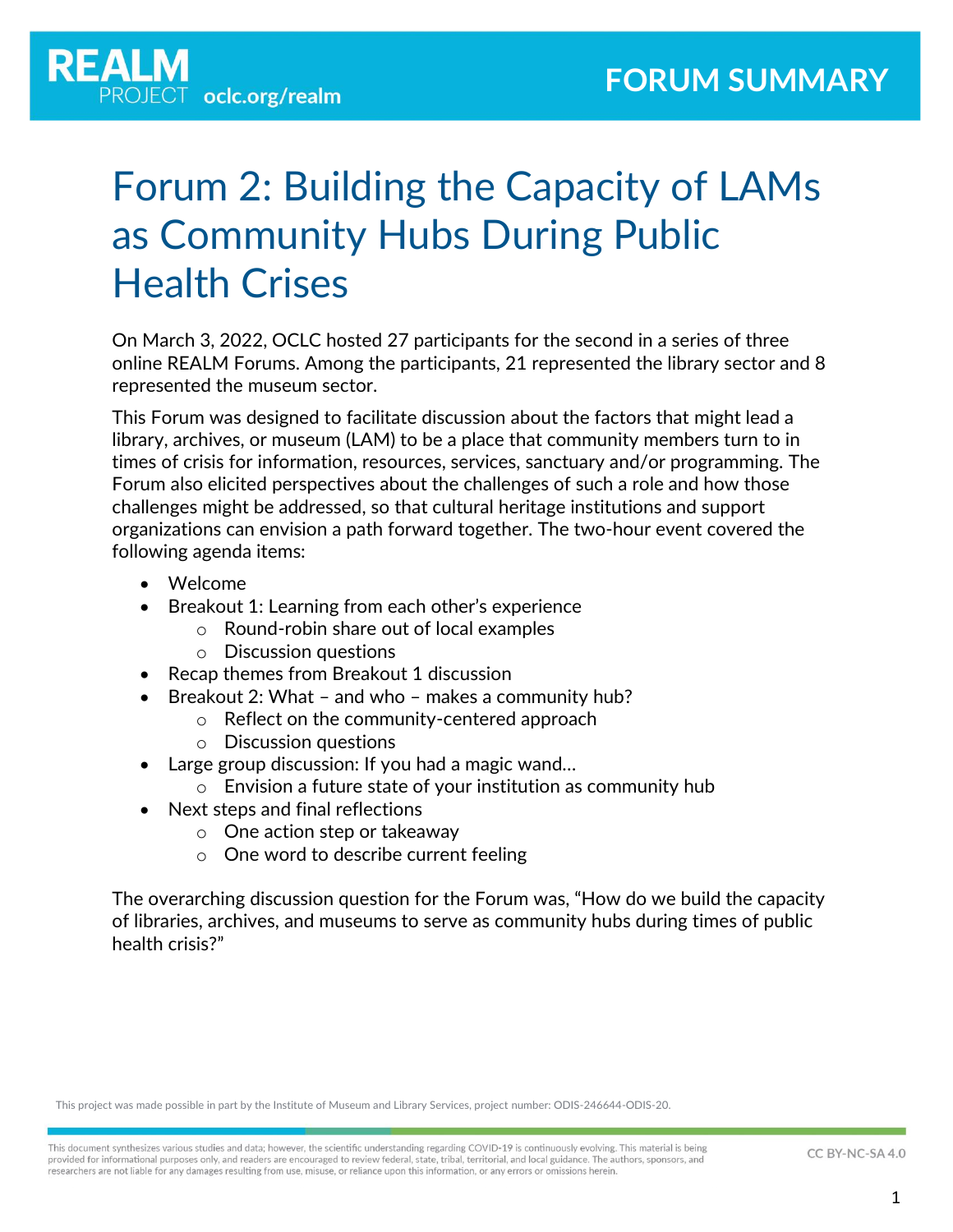REALM PROJECT oclc.org/realm

FORUM SUMMARY

# Forum 2: Building the Capacity of LAMs as Community Hubs During Public Health Crises

On March 3, 2022, OCLC hosted 27 participants for the second in a series of three online REALM Forums. Among the participants, 21 represented the library sector and 8 represented the museum sector.

This Forum was designed to facilitate discussion about the factors that might lead a library, archives, or museum (LAM) to be a place that community members turn to in times of crisis for information, resources, services, sanctuary and/or programming. The Forum also elicited perspectives about the challenges of such a role and how those challenges might be addressed, so that cultural heritage institutions and support organizations can envision a path forward together. The two-hour event covered the following agenda items:

- Welcome
- Breakout 1: Learning from each other's experience
  - Round-robin share out of local examples
  - Discussion questions
- Recap themes from Breakout 1 discussion
- Breakout 2: What – and who – makes a community hub?
  - Reflect on the community-centered approach
  - Discussion questions
- Large group discussion: If you had a magic wand…
  - Envision a future state of your institution as community hub
- Next steps and final reflections
  - One action step or takeaway
  - One word to describe current feeling

The overarching discussion question for the Forum was, "How do we build the capacity of libraries, archives, and museums to serve as community hubs during times of public health crisis?"

This project was made possible in part by the Institute of Museum and Library Services, project number: ODIS-246644-ODIS-20.

This document synthesizes various studies and data; however, the scientific understanding regarding COVID-19 is continuously evolving. This material is being provided for informational purposes only, and readers are encouraged to review federal, state, tribal, territorial, and local guidance. The authors, sponsors, and researchers are not liable for any damages resulting from use, misuse, or reliance upon this information, or any errors or omissions herein.

CC BY-NC-SA 4.0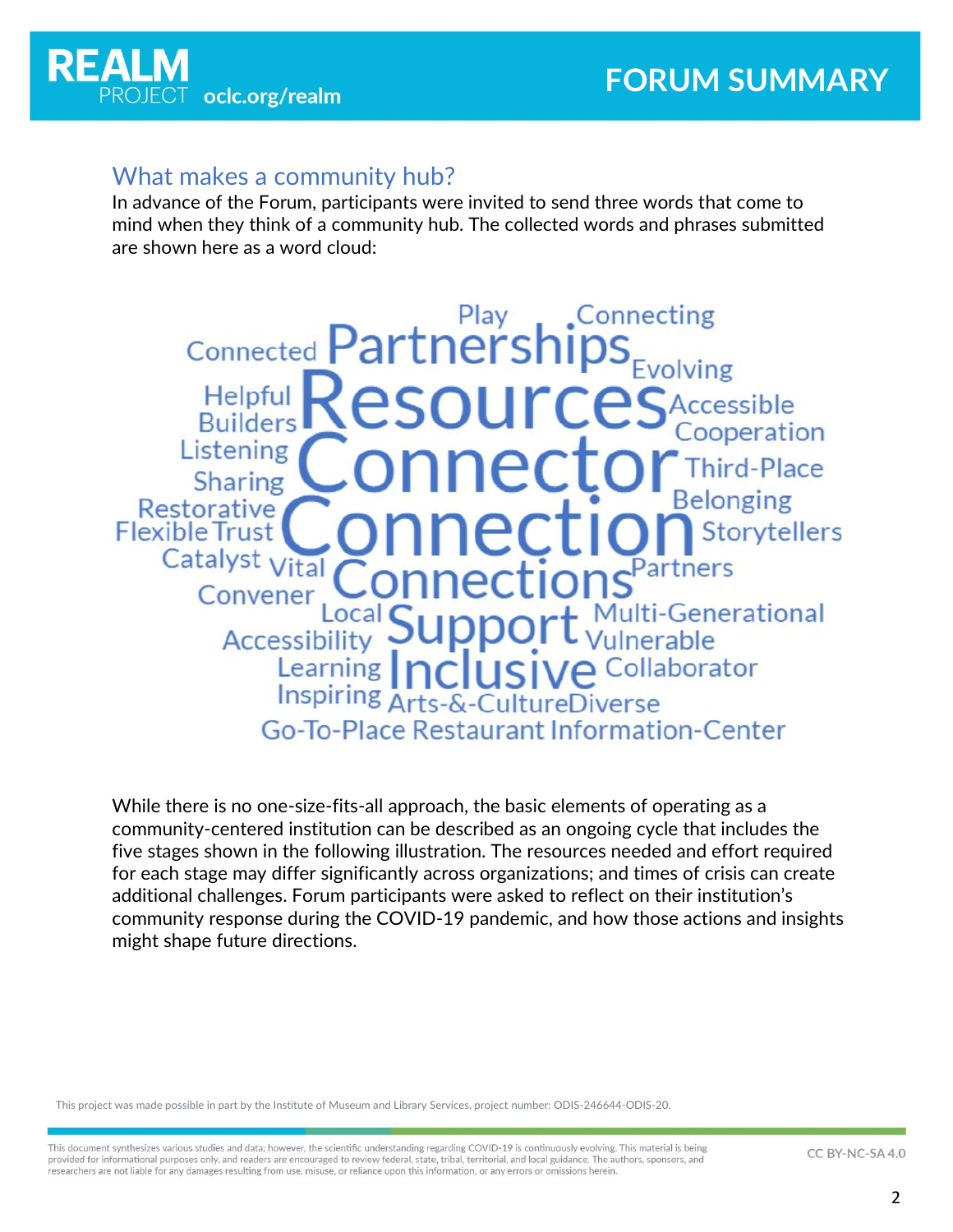## What makes a community hub?

In advance of the Forum, participants were invited to send three words that come to mind when they think of a community hub. The collected words and phrases submitted are shown here as a word cloud:

Play, Connecting, Connected, Partnerships, Evolving, Helpful, Builders, Resources, Accessible, Cooperation, Listening, Connector, Third-Place, Sharing, Belonging, Restorative, Flexible, Trust, Connection, Storytellers, Catalyst, Vital, Connections, Partners, Convener, Local, Support, Multi-Generational, Accessibility, Vulnerable, Learning, Inclusive, Collaborator, Inspiring, Arts-&-Culture, Diverse, Go-To-Place, Restaurant, Information-Center

While there is no one-size-fits-all approach, the basic elements of operating as a community-centered institution can be described as an ongoing cycle that includes the five stages shown in the following illustration. The resources needed and effort required for each stage may differ significantly across organizations; and times of crisis can create additional challenges. Forum participants were asked to reflect on their institution's community response during the COVID-19 pandemic, and how those actions and insights might shape future directions.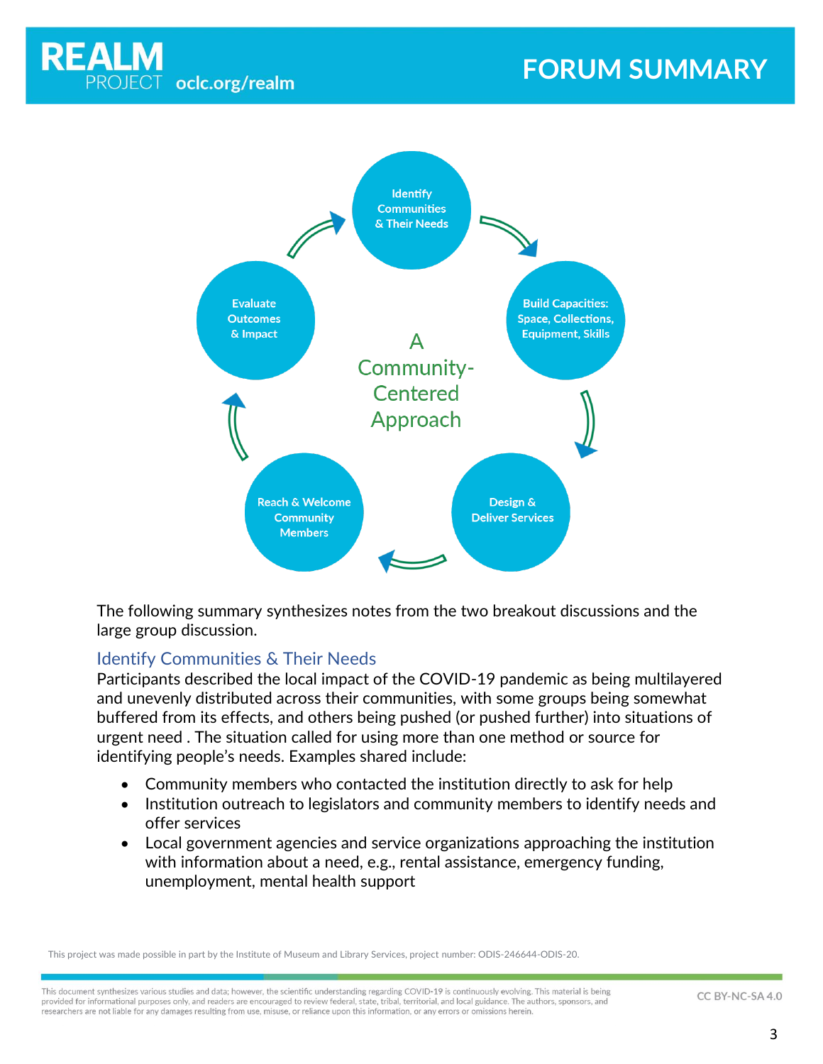The following summary synthesizes notes from the two breakout discussions and the large group discussion.

## Identify Communities & Their Needs

Participants described the local impact of the COVID-19 pandemic as being multilayered and unevenly distributed across their communities, with some groups being somewhat buffered from its effects, and others being pushed (or pushed further) into situations of urgent need . The situation called for using more than one method or source for identifying people's needs. Examples shared include:

- Community members who contacted the institution directly to ask for help
- Institution outreach to legislators and community members to identify needs and offer services
- Local government agencies and service organizations approaching the institution with information about a need, e.g., rental assistance, emergency funding, unemployment, mental health support

This project was made possible in part by the Institute of Museum and Library Services, project number: ODIS-246644-ODIS-20.

This document synthesizes various studies and data; however, the scientific understanding regarding COVID-19 is continuously evolving. This material is being provided for informational purposes only, and readers are encouraged to review federal, state, tribal, territorial, and local guidance. The authors, sponsors, and researchers are not liable for any damages resulting from use, misuse, or reliance upon this information, or any errors or omissions herein.

CC BY-NC-SA 4.0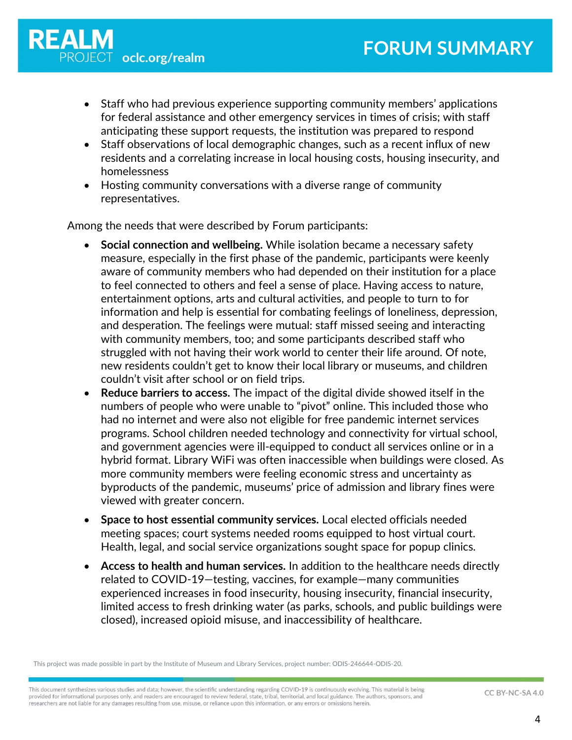- Staff who had previous experience supporting community members' applications for federal assistance and other emergency services in times of crisis; with staff anticipating these support requests, the institution was prepared to respond
- Staff observations of local demographic changes, such as a recent influx of new residents and a correlating increase in local housing costs, housing insecurity, and homelessness
- Hosting community conversations with a diverse range of community representatives.

Among the needs that were described by Forum participants:

- **Social connection and wellbeing.** While isolation became a necessary safety measure, especially in the first phase of the pandemic, participants were keenly aware of community members who had depended on their institution for a place to feel connected to others and feel a sense of place. Having access to nature, entertainment options, arts and cultural activities, and people to turn to for information and help is essential for combating feelings of loneliness, depression, and desperation. The feelings were mutual: staff missed seeing and interacting with community members, too; and some participants described staff who struggled with not having their work world to center their life around. Of note, new residents couldn't get to know their local library or museums, and children couldn't visit after school or on field trips.
- **Reduce barriers to access.** The impact of the digital divide showed itself in the numbers of people who were unable to "pivot" online. This included those who had no internet and were also not eligible for free pandemic internet services programs. School children needed technology and connectivity for virtual school, and government agencies were ill-equipped to conduct all services online or in a hybrid format. Library WiFi was often inaccessible when buildings were closed. As more community members were feeling economic stress and uncertainty as byproducts of the pandemic, museums' price of admission and library fines were viewed with greater concern.
- **Space to host essential community services.** Local elected officials needed meeting spaces; court systems needed rooms equipped to host virtual court. Health, legal, and social service organizations sought space for popup clinics.
- **Access to health and human services.** In addition to the healthcare needs directly related to COVID-19—testing, vaccines, for example—many communities experienced increases in food insecurity, housing insecurity, financial insecurity, limited access to fresh drinking water (as parks, schools, and public buildings were closed), increased opioid misuse, and inaccessibility of healthcare.

This project was made possible in part by the Institute of Museum and Library Services, project number: ODIS-246644-ODIS-20.

This document synthesizes various studies and data; however, the scientific understanding regarding COVID-19 is continuously evolving. This material is being provided for informational purposes only, and readers are encouraged to review federal, state, tribal, territorial, and local guidance. The authors, sponsors, and researchers are not liable for any damages resulting from use, misuse, or reliance upon this information, or any errors or omissions herein.

CC BY-NC-SA 4.0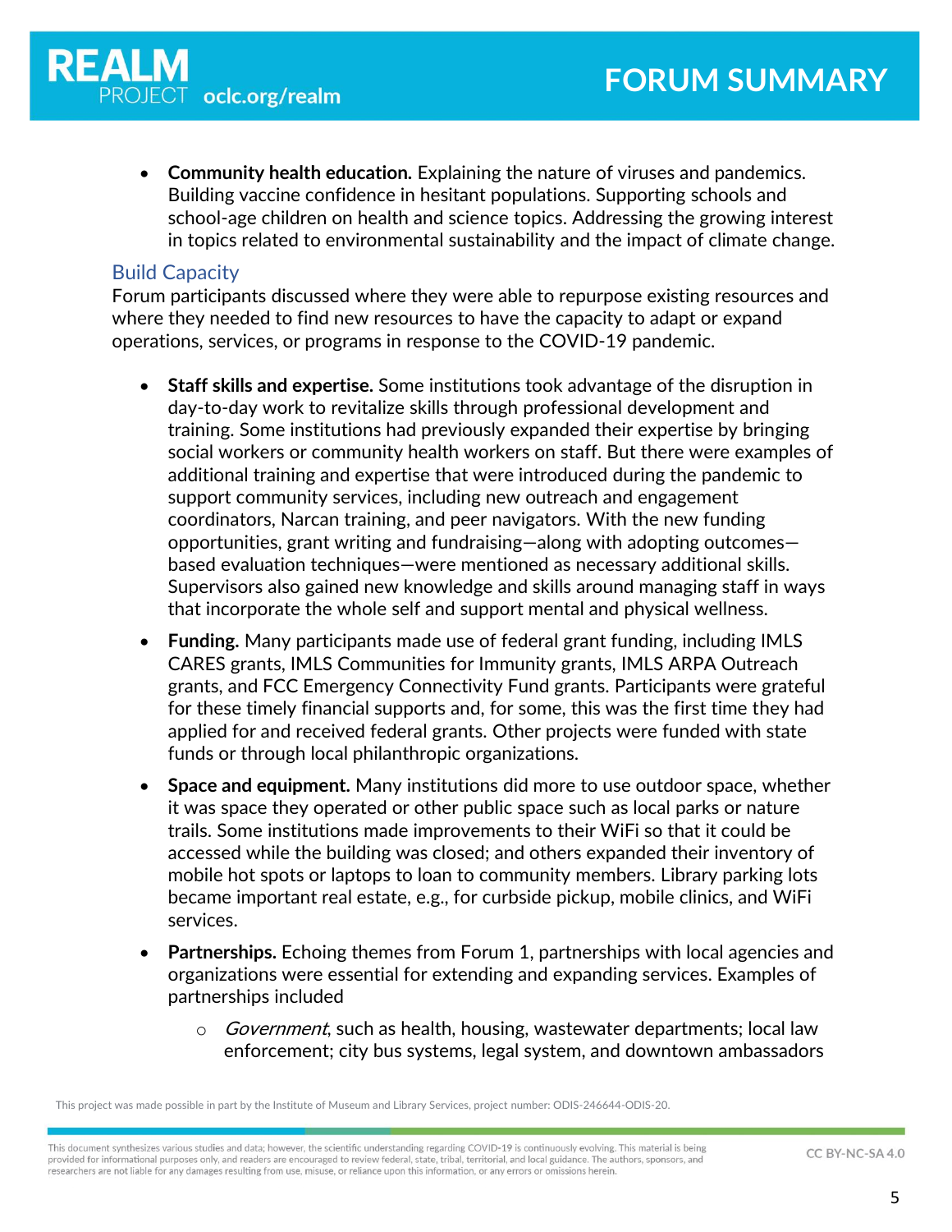- **Community health education.** Explaining the nature of viruses and pandemics. Building vaccine confidence in hesitant populations. Supporting schools and school-age children on health and science topics. Addressing the growing interest in topics related to environmental sustainability and the impact of climate change.

### Build Capacity

Forum participants discussed where they were able to repurpose existing resources and where they needed to find new resources to have the capacity to adapt or expand operations, services, or programs in response to the COVID-19 pandemic.

- **Staff skills and expertise.** Some institutions took advantage of the disruption in day-to-day work to revitalize skills through professional development and training. Some institutions had previously expanded their expertise by bringing social workers or community health workers on staff. But there were examples of additional training and expertise that were introduced during the pandemic to support community services, including new outreach and engagement coordinators, Narcan training, and peer navigators. With the new funding opportunities, grant writing and fundraising—along with adopting outcomes—based evaluation techniques—were mentioned as necessary additional skills. Supervisors also gained new knowledge and skills around managing staff in ways that incorporate the whole self and support mental and physical wellness.
- **Funding.** Many participants made use of federal grant funding, including IMLS CARES grants, IMLS Communities for Immunity grants, IMLS ARPA Outreach grants, and FCC Emergency Connectivity Fund grants. Participants were grateful for these timely financial supports and, for some, this was the first time they had applied for and received federal grants. Other projects were funded with state funds or through local philanthropic organizations.
- **Space and equipment.** Many institutions did more to use outdoor space, whether it was space they operated or other public space such as local parks or nature trails. Some institutions made improvements to their WiFi so that it could be accessed while the building was closed; and others expanded their inventory of mobile hot spots or laptops to loan to community members. Library parking lots became important real estate, e.g., for curbside pickup, mobile clinics, and WiFi services.
- **Partnerships.** Echoing themes from Forum 1, partnerships with local agencies and organizations were essential for extending and expanding services. Examples of partnerships included
  - *Government*, such as health, housing, wastewater departments; local law enforcement; city bus systems, legal system, and downtown ambassadors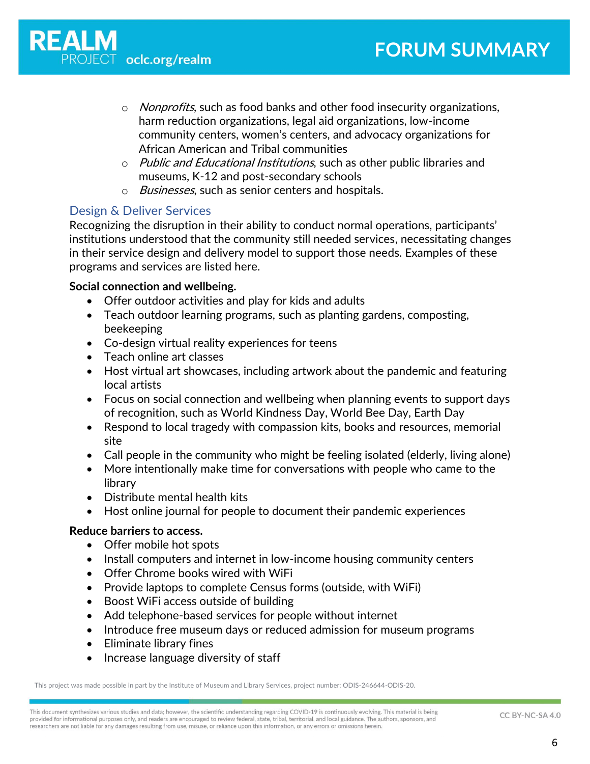- *Nonprofits*, such as food banks and other food insecurity organizations, harm reduction organizations, legal aid organizations, low-income community centers, women's centers, and advocacy organizations for African American and Tribal communities
- *Public and Educational Institutions*, such as other public libraries and museums, K-12 and post-secondary schools
- *Businesses*, such as senior centers and hospitals.

## Design & Deliver Services

Recognizing the disruption in their ability to conduct normal operations, participants' institutions understood that the community still needed services, necessitating changes in their service design and delivery model to support those needs. Examples of these programs and services are listed here.

**Social connection and wellbeing.**

- Offer outdoor activities and play for kids and adults
- Teach outdoor learning programs, such as planting gardens, composting, beekeeping
- Co-design virtual reality experiences for teens
- Teach online art classes
- Host virtual art showcases, including artwork about the pandemic and featuring local artists
- Focus on social connection and wellbeing when planning events to support days of recognition, such as World Kindness Day, World Bee Day, Earth Day
- Respond to local tragedy with compassion kits, books and resources, memorial site
- Call people in the community who might be feeling isolated (elderly, living alone)
- More intentionally make time for conversations with people who came to the library
- Distribute mental health kits
- Host online journal for people to document their pandemic experiences

**Reduce barriers to access.**

- Offer mobile hot spots
- Install computers and internet in low-income housing community centers
- Offer Chrome books wired with WiFi
- Provide laptops to complete Census forms (outside, with WiFi)
- Boost WiFi access outside of building
- Add telephone-based services for people without internet
- Introduce free museum days or reduced admission for museum programs
- Eliminate library fines
- Increase language diversity of staff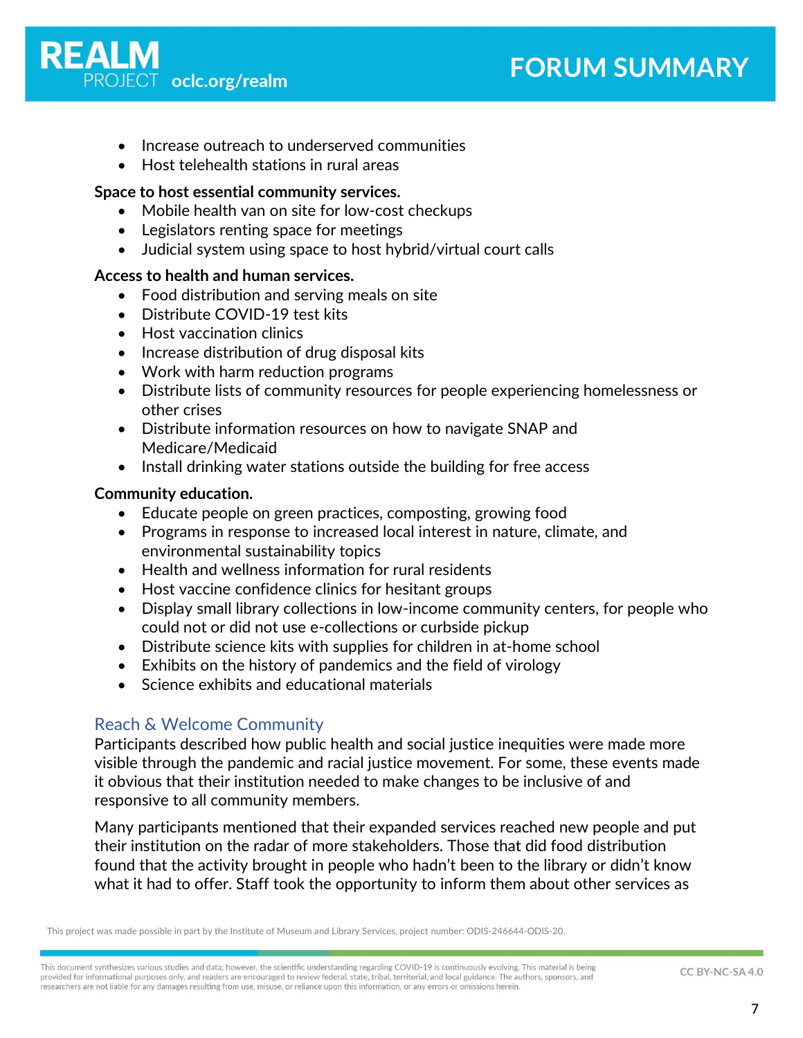- Increase outreach to underserved communities
- Host telehealth stations in rural areas

**Space to host essential community services.**

- Mobile health van on site for low-cost checkups
- Legislators renting space for meetings
- Judicial system using space to host hybrid/virtual court calls

**Access to health and human services.**

- Food distribution and serving meals on site
- Distribute COVID-19 test kits
- Host vaccination clinics
- Increase distribution of drug disposal kits
- Work with harm reduction programs
- Distribute lists of community resources for people experiencing homelessness or other crises
- Distribute information resources on how to navigate SNAP and Medicare/Medicaid
- Install drinking water stations outside the building for free access

**Community education.**

- Educate people on green practices, composting, growing food
- Programs in response to increased local interest in nature, climate, and environmental sustainability topics
- Health and wellness information for rural residents
- Host vaccine confidence clinics for hesitant groups
- Display small library collections in low-income community centers, for people who could not or did not use e-collections or curbside pickup
- Distribute science kits with supplies for children in at-home school
- Exhibits on the history of pandemics and the field of virology
- Science exhibits and educational materials

## Reach & Welcome Community

Participants described how public health and social justice inequities were made more visible through the pandemic and racial justice movement. For some, these events made it obvious that their institution needed to make changes to be inclusive of and responsive to all community members.

Many participants mentioned that their expanded services reached new people and put their institution on the radar of more stakeholders. Those that did food distribution found that the activity brought in people who hadn't been to the library or didn't know what it had to offer. Staff took the opportunity to inform them about other services as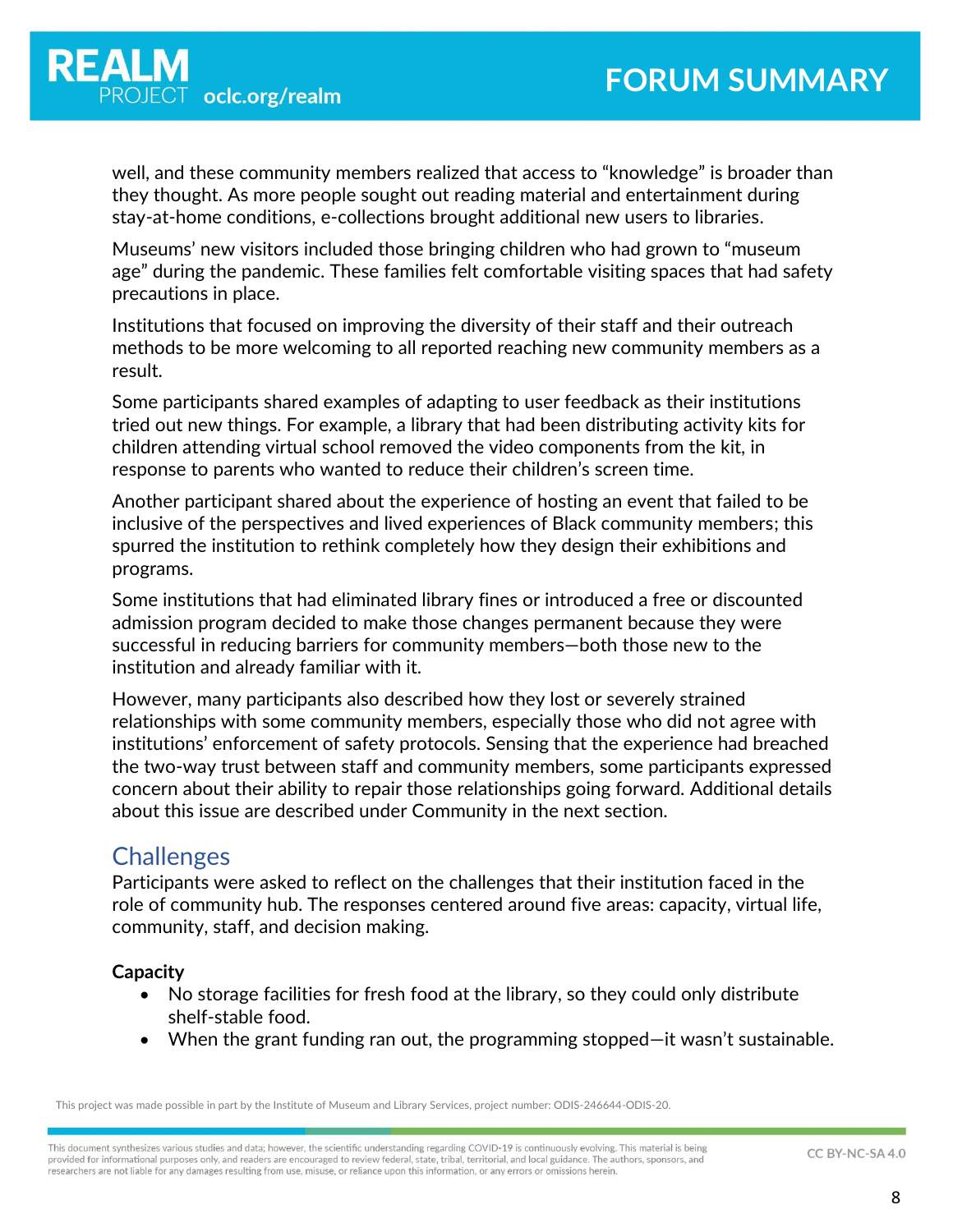well, and these community members realized that access to "knowledge" is broader than they thought. As more people sought out reading material and entertainment during stay-at-home conditions, e-collections brought additional new users to libraries.

Museums' new visitors included those bringing children who had grown to "museum age" during the pandemic. These families felt comfortable visiting spaces that had safety precautions in place.

Institutions that focused on improving the diversity of their staff and their outreach methods to be more welcoming to all reported reaching new community members as a result.

Some participants shared examples of adapting to user feedback as their institutions tried out new things. For example, a library that had been distributing activity kits for children attending virtual school removed the video components from the kit, in response to parents who wanted to reduce their children's screen time.

Another participant shared about the experience of hosting an event that failed to be inclusive of the perspectives and lived experiences of Black community members; this spurred the institution to rethink completely how they design their exhibitions and programs.

Some institutions that had eliminated library fines or introduced a free or discounted admission program decided to make those changes permanent because they were successful in reducing barriers for community members—both those new to the institution and already familiar with it.

However, many participants also described how they lost or severely strained relationships with some community members, especially those who did not agree with institutions' enforcement of safety protocols. Sensing that the experience had breached the two-way trust between staff and community members, some participants expressed concern about their ability to repair those relationships going forward. Additional details about this issue are described under Community in the next section.

## Challenges

Participants were asked to reflect on the challenges that their institution faced in the role of community hub. The responses centered around five areas: capacity, virtual life, community, staff, and decision making.

**Capacity**

- No storage facilities for fresh food at the library, so they could only distribute shelf-stable food.
- When the grant funding ran out, the programming stopped—it wasn't sustainable.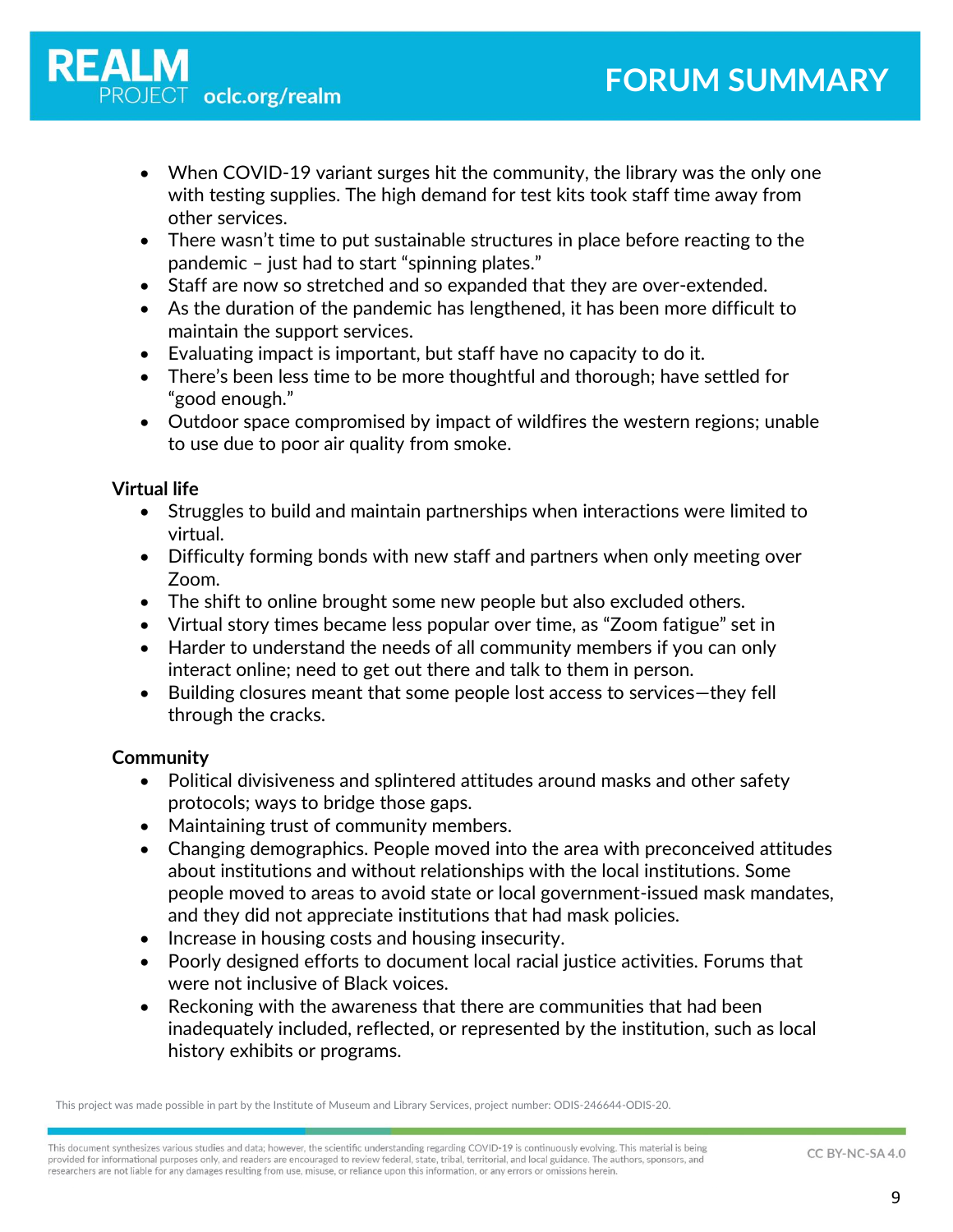- When COVID-19 variant surges hit the community, the library was the only one with testing supplies. The high demand for test kits took staff time away from other services.
- There wasn't time to put sustainable structures in place before reacting to the pandemic – just had to start "spinning plates."
- Staff are now so stretched and so expanded that they are over-extended.
- As the duration of the pandemic has lengthened, it has been more difficult to maintain the support services.
- Evaluating impact is important, but staff have no capacity to do it.
- There's been less time to be more thoughtful and thorough; have settled for "good enough."
- Outdoor space compromised by impact of wildfires the western regions; unable to use due to poor air quality from smoke.

**Virtual life**

- Struggles to build and maintain partnerships when interactions were limited to virtual.
- Difficulty forming bonds with new staff and partners when only meeting over Zoom.
- The shift to online brought some new people but also excluded others.
- Virtual story times became less popular over time, as "Zoom fatigue" set in
- Harder to understand the needs of all community members if you can only interact online; need to get out there and talk to them in person.
- Building closures meant that some people lost access to services—they fell through the cracks.

**Community**

- Political divisiveness and splintered attitudes around masks and other safety protocols; ways to bridge those gaps.
- Maintaining trust of community members.
- Changing demographics. People moved into the area with preconceived attitudes about institutions and without relationships with the local institutions. Some people moved to areas to avoid state or local government-issued mask mandates, and they did not appreciate institutions that had mask policies.
- Increase in housing costs and housing insecurity.
- Poorly designed efforts to document local racial justice activities. Forums that were not inclusive of Black voices.
- Reckoning with the awareness that there are communities that had been inadequately included, reflected, or represented by the institution, such as local history exhibits or programs.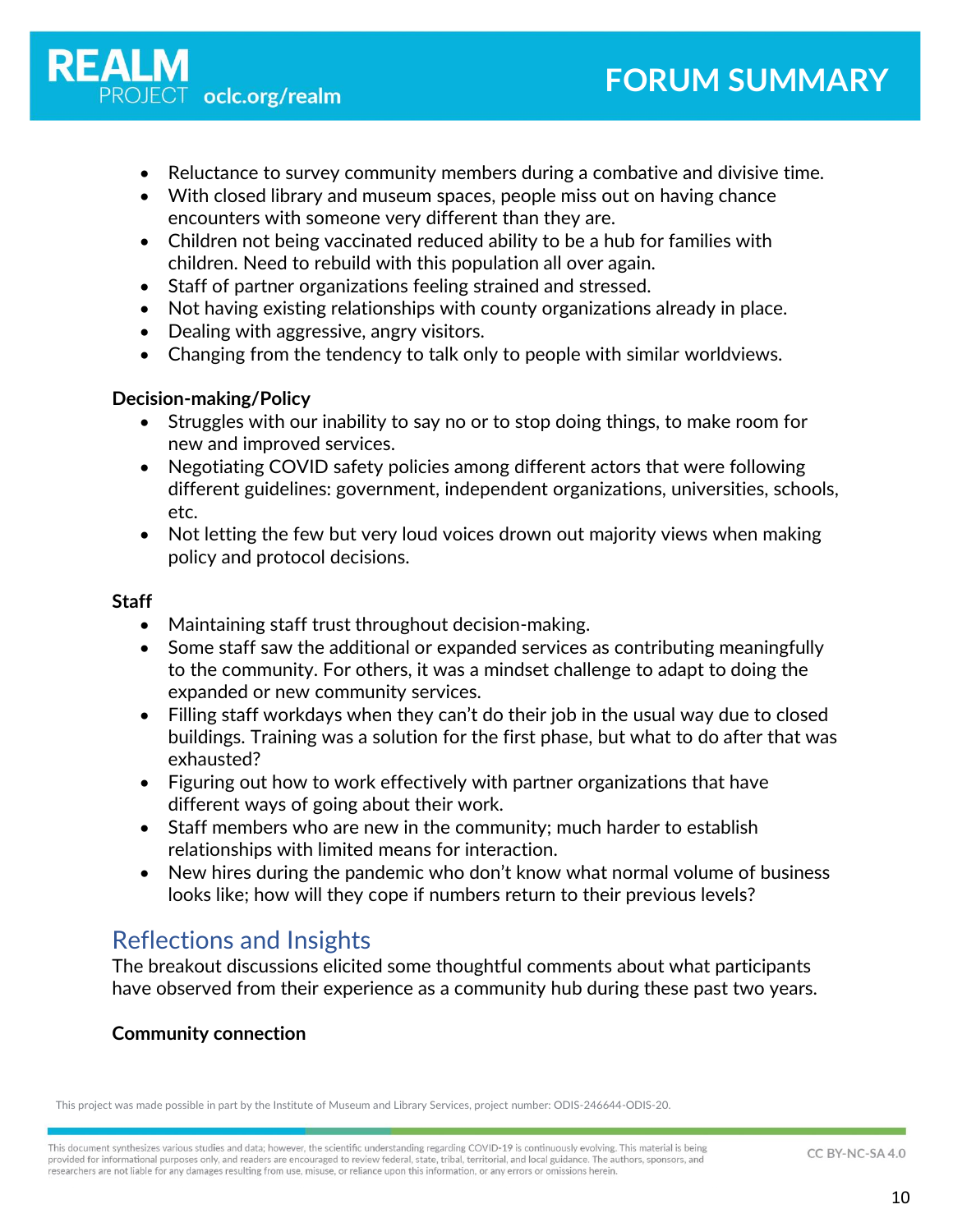- Reluctance to survey community members during a combative and divisive time.
- With closed library and museum spaces, people miss out on having chance encounters with someone very different than they are.
- Children not being vaccinated reduced ability to be a hub for families with children. Need to rebuild with this population all over again.
- Staff of partner organizations feeling strained and stressed.
- Not having existing relationships with county organizations already in place.
- Dealing with aggressive, angry visitors.
- Changing from the tendency to talk only to people with similar worldviews.

**Decision-making/Policy**

- Struggles with our inability to say no or to stop doing things, to make room for new and improved services.
- Negotiating COVID safety policies among different actors that were following different guidelines: government, independent organizations, universities, schools, etc.
- Not letting the few but very loud voices drown out majority views when making policy and protocol decisions.

**Staff**

- Maintaining staff trust throughout decision-making.
- Some staff saw the additional or expanded services as contributing meaningfully to the community. For others, it was a mindset challenge to adapt to doing the expanded or new community services.
- Filling staff workdays when they can't do their job in the usual way due to closed buildings. Training was a solution for the first phase, but what to do after that was exhausted?
- Figuring out how to work effectively with partner organizations that have different ways of going about their work.
- Staff members who are new in the community; much harder to establish relationships with limited means for interaction.
- New hires during the pandemic who don't know what normal volume of business looks like; how will they cope if numbers return to their previous levels?

## Reflections and Insights

The breakout discussions elicited some thoughtful comments about what participants have observed from their experience as a community hub during these past two years.

**Community connection**

This project was made possible in part by the Institute of Museum and Library Services, project number: ODIS-246644-ODIS-20.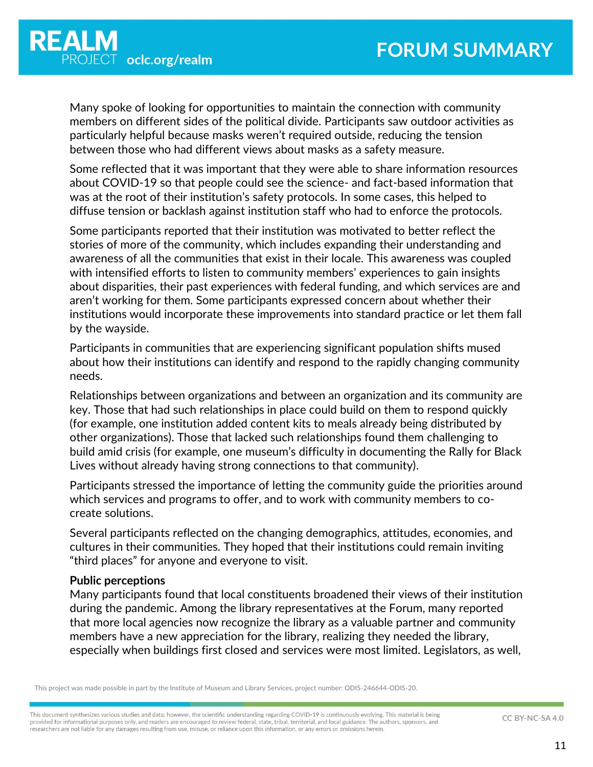Many spoke of looking for opportunities to maintain the connection with community members on different sides of the political divide. Participants saw outdoor activities as particularly helpful because masks weren't required outside, reducing the tension between those who had different views about masks as a safety measure.

Some reflected that it was important that they were able to share information resources about COVID-19 so that people could see the science- and fact-based information that was at the root of their institution's safety protocols. In some cases, this helped to diffuse tension or backlash against institution staff who had to enforce the protocols.

Some participants reported that their institution was motivated to better reflect the stories of more of the community, which includes expanding their understanding and awareness of all the communities that exist in their locale. This awareness was coupled with intensified efforts to listen to community members' experiences to gain insights about disparities, their past experiences with federal funding, and which services are and aren't working for them. Some participants expressed concern about whether their institutions would incorporate these improvements into standard practice or let them fall by the wayside.

Participants in communities that are experiencing significant population shifts mused about how their institutions can identify and respond to the rapidly changing community needs.

Relationships between organizations and between an organization and its community are key. Those that had such relationships in place could build on them to respond quickly (for example, one institution added content kits to meals already being distributed by other organizations). Those that lacked such relationships found them challenging to build amid crisis (for example, one museum's difficulty in documenting the Rally for Black Lives without already having strong connections to that community).

Participants stressed the importance of letting the community guide the priorities around which services and programs to offer, and to work with community members to co-create solutions.

Several participants reflected on the changing demographics, attitudes, economies, and cultures in their communities. They hoped that their institutions could remain inviting "third places" for anyone and everyone to visit.

**Public perceptions**

Many participants found that local constituents broadened their views of their institution during the pandemic. Among the library representatives at the Forum, many reported that more local agencies now recognize the library as a valuable partner and community members have a new appreciation for the library, realizing they needed the library, especially when buildings first closed and services were most limited. Legislators, as well,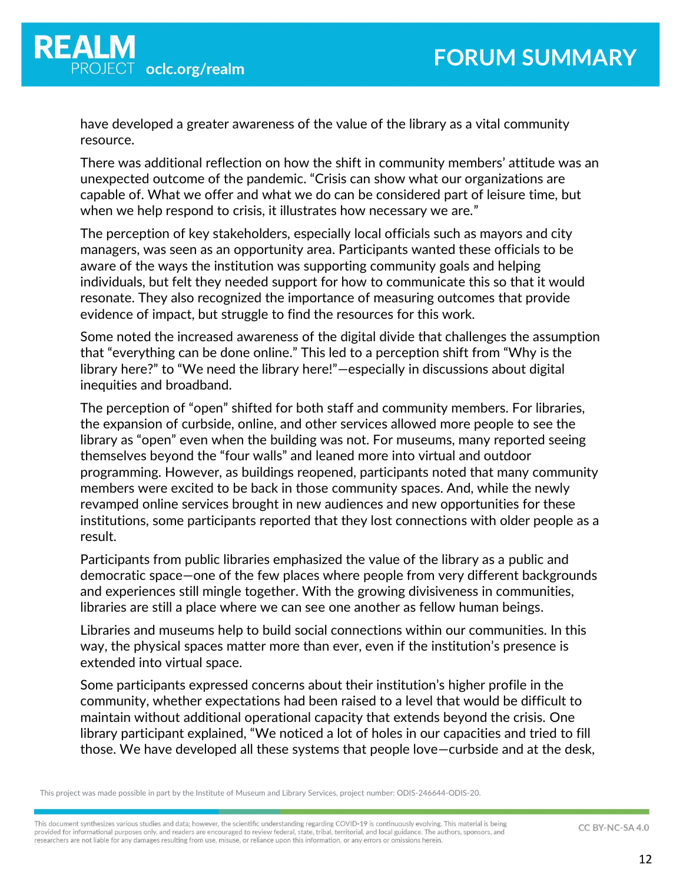have developed a greater awareness of the value of the library as a vital community resource.

There was additional reflection on how the shift in community members' attitude was an unexpected outcome of the pandemic. "Crisis can show what our organizations are capable of. What we offer and what we do can be considered part of leisure time, but when we help respond to crisis, it illustrates how necessary we are."

The perception of key stakeholders, especially local officials such as mayors and city managers, was seen as an opportunity area. Participants wanted these officials to be aware of the ways the institution was supporting community goals and helping individuals, but felt they needed support for how to communicate this so that it would resonate. They also recognized the importance of measuring outcomes that provide evidence of impact, but struggle to find the resources for this work.

Some noted the increased awareness of the digital divide that challenges the assumption that "everything can be done online." This led to a perception shift from "Why is the library here?" to "We need the library here!"—especially in discussions about digital inequities and broadband.

The perception of "open" shifted for both staff and community members. For libraries, the expansion of curbside, online, and other services allowed more people to see the library as "open" even when the building was not. For museums, many reported seeing themselves beyond the "four walls" and leaned more into virtual and outdoor programming. However, as buildings reopened, participants noted that many community members were excited to be back in those community spaces. And, while the newly revamped online services brought in new audiences and new opportunities for these institutions, some participants reported that they lost connections with older people as a result.

Participants from public libraries emphasized the value of the library as a public and democratic space—one of the few places where people from very different backgrounds and experiences still mingle together. With the growing divisiveness in communities, libraries are still a place where we can see one another as fellow human beings.

Libraries and museums help to build social connections within our communities. In this way, the physical spaces matter more than ever, even if the institution's presence is extended into virtual space.

Some participants expressed concerns about their institution's higher profile in the community, whether expectations had been raised to a level that would be difficult to maintain without additional operational capacity that extends beyond the crisis. One library participant explained, "We noticed a lot of holes in our capacities and tried to fill those. We have developed all these systems that people love—curbside and at the desk,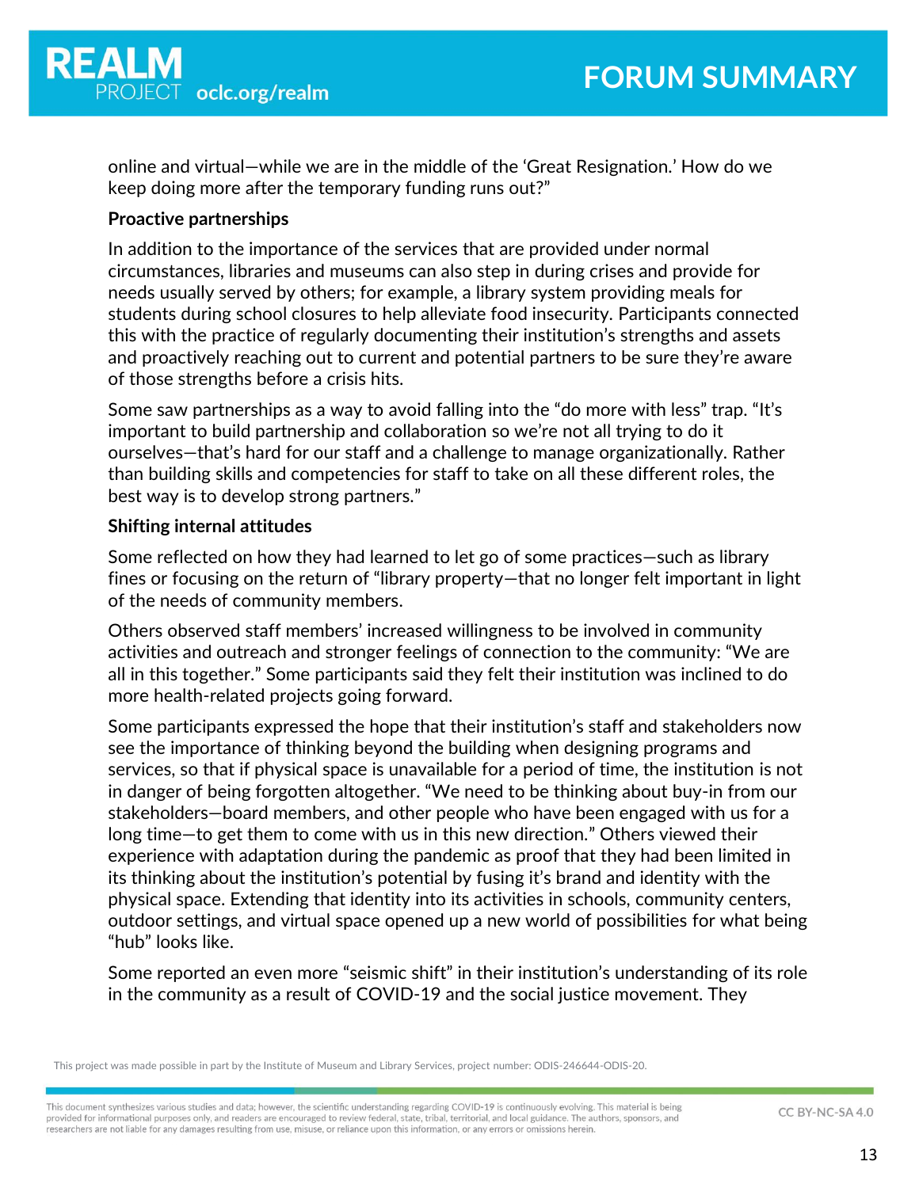online and virtual—while we are in the middle of the 'Great Resignation.' How do we keep doing more after the temporary funding runs out?"

**Proactive partnerships**

In addition to the importance of the services that are provided under normal circumstances, libraries and museums can also step in during crises and provide for needs usually served by others; for example, a library system providing meals for students during school closures to help alleviate food insecurity. Participants connected this with the practice of regularly documenting their institution's strengths and assets and proactively reaching out to current and potential partners to be sure they're aware of those strengths before a crisis hits.

Some saw partnerships as a way to avoid falling into the "do more with less" trap. "It's important to build partnership and collaboration so we're not all trying to do it ourselves—that's hard for our staff and a challenge to manage organizationally. Rather than building skills and competencies for staff to take on all these different roles, the best way is to develop strong partners."

**Shifting internal attitudes**

Some reflected on how they had learned to let go of some practices—such as library fines or focusing on the return of "library property—that no longer felt important in light of the needs of community members.

Others observed staff members' increased willingness to be involved in community activities and outreach and stronger feelings of connection to the community: "We are all in this together." Some participants said they felt their institution was inclined to do more health-related projects going forward.

Some participants expressed the hope that their institution's staff and stakeholders now see the importance of thinking beyond the building when designing programs and services, so that if physical space is unavailable for a period of time, the institution is not in danger of being forgotten altogether. "We need to be thinking about buy-in from our stakeholders—board members, and other people who have been engaged with us for a long time—to get them to come with us in this new direction." Others viewed their experience with adaptation during the pandemic as proof that they had been limited in its thinking about the institution's potential by fusing it's brand and identity with the physical space. Extending that identity into its activities in schools, community centers, outdoor settings, and virtual space opened up a new world of possibilities for what being "hub" looks like.

Some reported an even more "seismic shift" in their institution's understanding of its role in the community as a result of COVID-19 and the social justice movement. They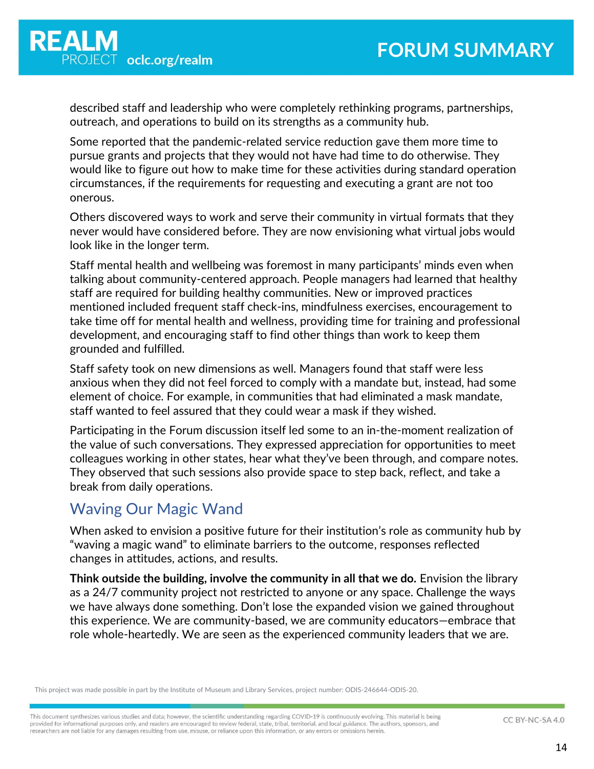described staff and leadership who were completely rethinking programs, partnerships, outreach, and operations to build on its strengths as a community hub.

Some reported that the pandemic-related service reduction gave them more time to pursue grants and projects that they would not have had time to do otherwise. They would like to figure out how to make time for these activities during standard operation circumstances, if the requirements for requesting and executing a grant are not too onerous.

Others discovered ways to work and serve their community in virtual formats that they never would have considered before. They are now envisioning what virtual jobs would look like in the longer term.

Staff mental health and wellbeing was foremost in many participants' minds even when talking about community-centered approach. People managers had learned that healthy staff are required for building healthy communities. New or improved practices mentioned included frequent staff check-ins, mindfulness exercises, encouragement to take time off for mental health and wellness, providing time for training and professional development, and encouraging staff to find other things than work to keep them grounded and fulfilled.

Staff safety took on new dimensions as well. Managers found that staff were less anxious when they did not feel forced to comply with a mandate but, instead, had some element of choice. For example, in communities that had eliminated a mask mandate, staff wanted to feel assured that they could wear a mask if they wished.

Participating in the Forum discussion itself led some to an in-the-moment realization of the value of such conversations. They expressed appreciation for opportunities to meet colleagues working in other states, hear what they've been through, and compare notes. They observed that such sessions also provide space to step back, reflect, and take a break from daily operations.

## Waving Our Magic Wand

When asked to envision a positive future for their institution's role as community hub by "waving a magic wand" to eliminate barriers to the outcome, responses reflected changes in attitudes, actions, and results.

**Think outside the building, involve the community in all that we do.** Envision the library as a 24/7 community project not restricted to anyone or any space. Challenge the ways we have always done something. Don't lose the expanded vision we gained throughout this experience. We are community-based, we are community educators—embrace that role whole-heartedly. We are seen as the experienced community leaders that we are.

This project was made possible in part by the Institute of Museum and Library Services, project number: ODIS-246644-ODIS-20.

This document synthesizes various studies and data; however, the scientific understanding regarding COVID-19 is continuously evolving. This material is being provided for informational purposes only, and readers are encouraged to review federal, state, tribal, territorial, and local guidance. The authors, sponsors, and researchers are not liable for any damages resulting from use, misuse, or reliance upon this information, or any errors or omissions herein.

CC BY-NC-SA 4.0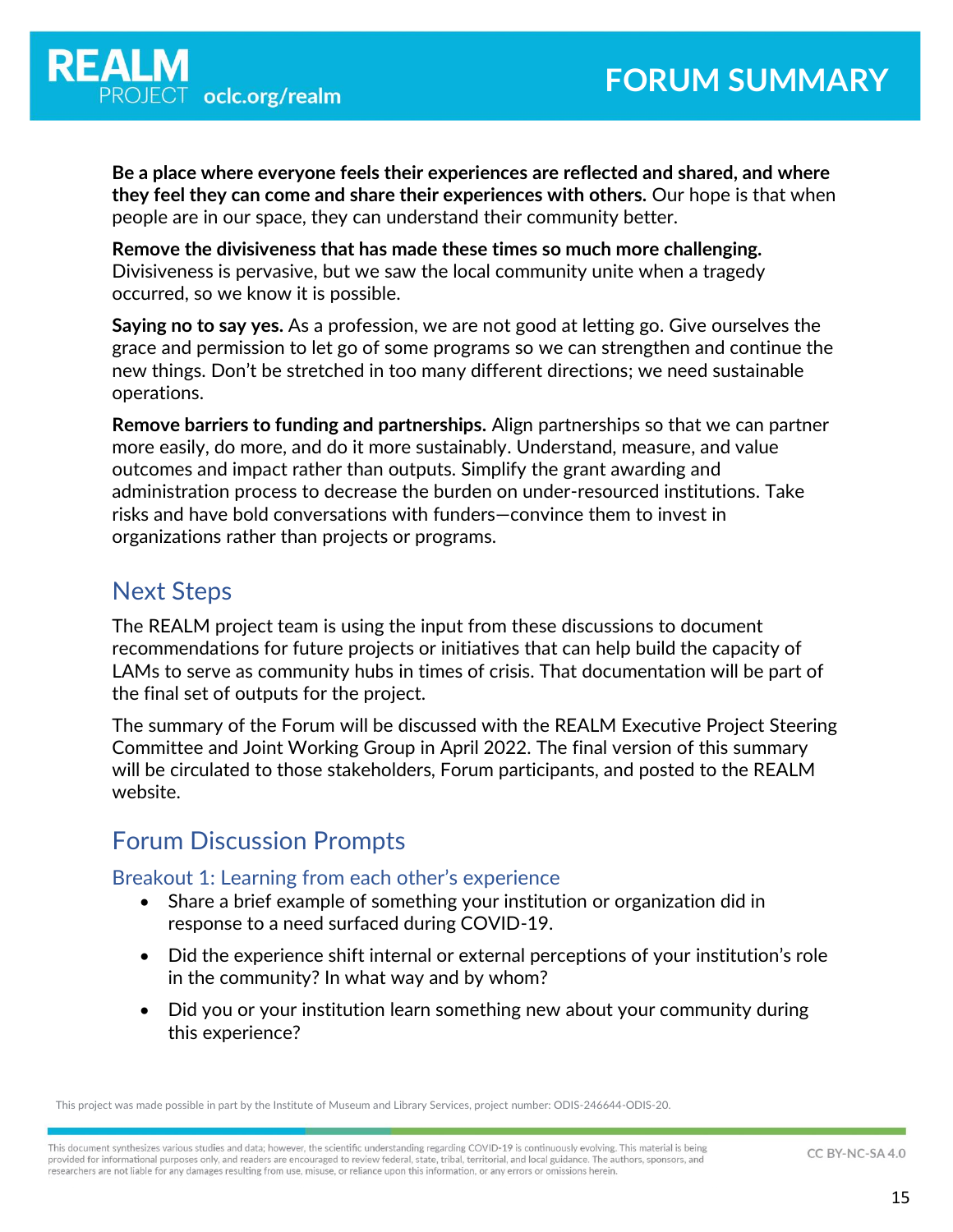**Be a place where everyone feels their experiences are reflected and shared, and where they feel they can come and share their experiences with others.** Our hope is that when people are in our space, they can understand their community better.

**Remove the divisiveness that has made these times so much more challenging.** Divisiveness is pervasive, but we saw the local community unite when a tragedy occurred, so we know it is possible.

**Saying no to say yes.** As a profession, we are not good at letting go. Give ourselves the grace and permission to let go of some programs so we can strengthen and continue the new things. Don't be stretched in too many different directions; we need sustainable operations.

**Remove barriers to funding and partnerships.** Align partnerships so that we can partner more easily, do more, and do it more sustainably. Understand, measure, and value outcomes and impact rather than outputs. Simplify the grant awarding and administration process to decrease the burden on under-resourced institutions. Take risks and have bold conversations with funders—convince them to invest in organizations rather than projects or programs.

## Next Steps

The REALM project team is using the input from these discussions to document recommendations for future projects or initiatives that can help build the capacity of LAMs to serve as community hubs in times of crisis. That documentation will be part of the final set of outputs for the project.

The summary of the Forum will be discussed with the REALM Executive Project Steering Committee and Joint Working Group in April 2022. The final version of this summary will be circulated to those stakeholders, Forum participants, and posted to the REALM website.

## Forum Discussion Prompts

### Breakout 1: Learning from each other's experience

- Share a brief example of something your institution or organization did in response to a need surfaced during COVID-19.
- Did the experience shift internal or external perceptions of your institution's role in the community? In what way and by whom?
- Did you or your institution learn something new about your community during this experience?

This project was made possible in part by the Institute of Museum and Library Services, project number: ODIS-246644-ODIS-20.

This document synthesizes various studies and data; however, the scientific understanding regarding COVID-19 is continuously evolving. This material is being provided for informational purposes only, and readers are encouraged to review federal, state, tribal, territorial, and local guidance. The authors, sponsors, and researchers are not liable for any damages resulting from use, misuse, or reliance upon this information, or any errors or omissions herein.

CC BY-NC-SA 4.0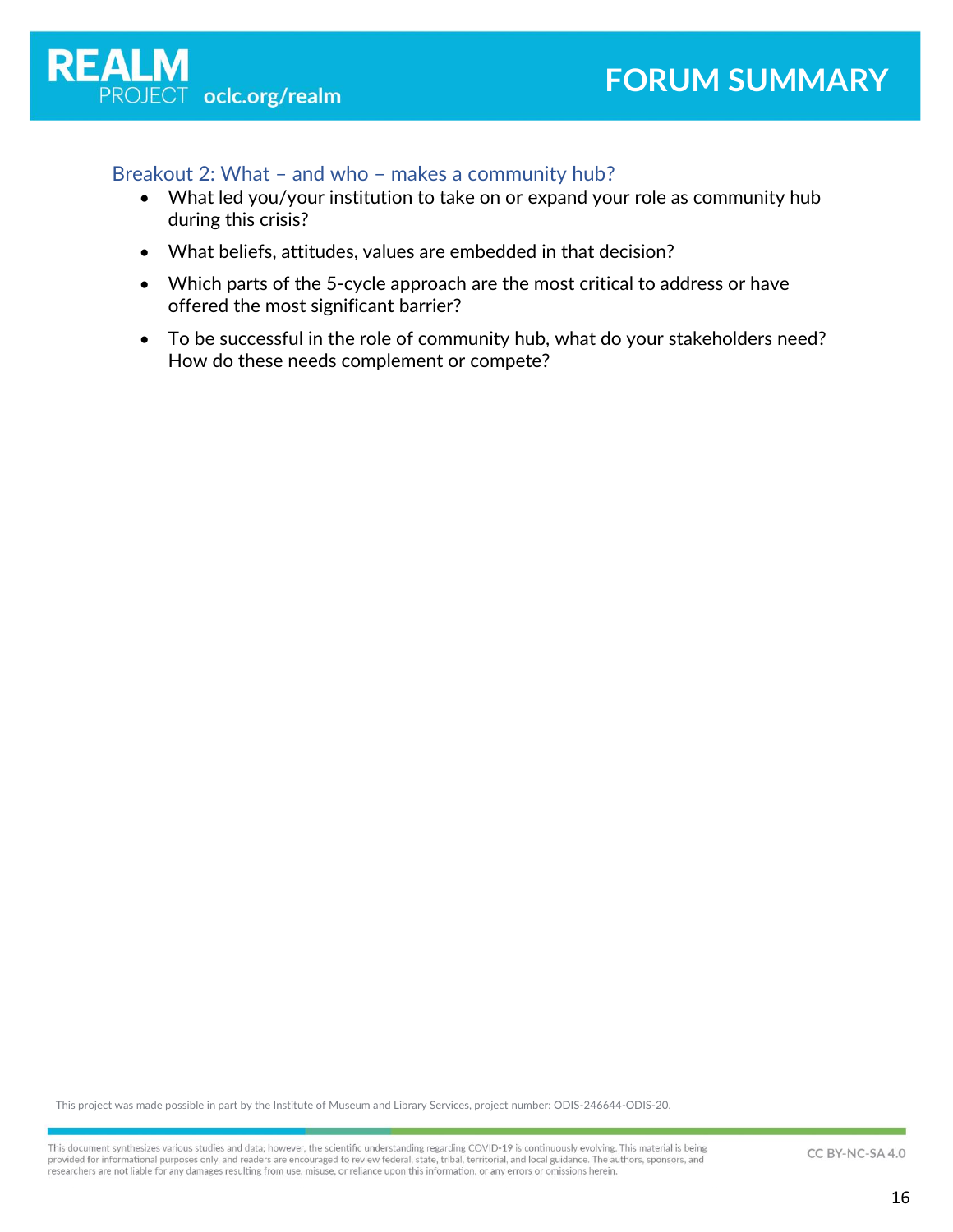### Breakout 2: What – and who – makes a community hub?

- What led you/your institution to take on or expand your role as community hub during this crisis?
- What beliefs, attitudes, values are embedded in that decision?
- Which parts of the 5-cycle approach are the most critical to address or have offered the most significant barrier?
- To be successful in the role of community hub, what do your stakeholders need? How do these needs complement or compete?